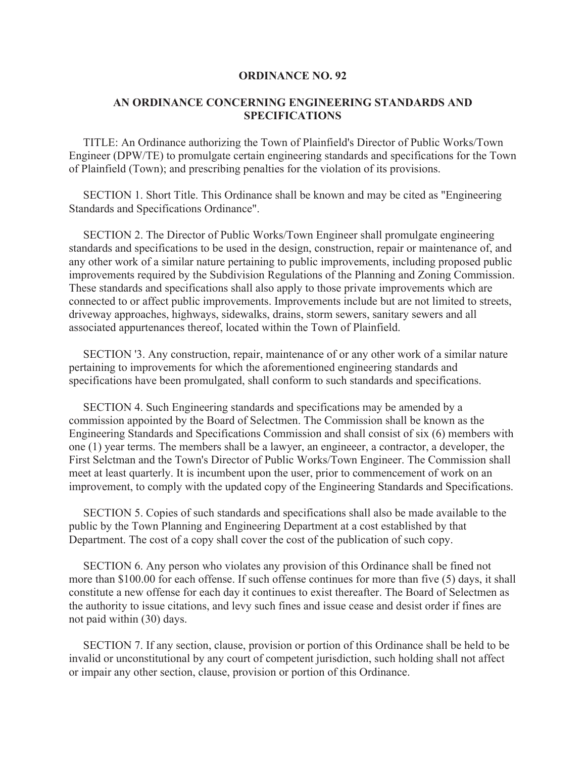**ORDINANCE NO. 92**

**AN ORDINANCE CONCERNING ENGINEERING STANDARDS AND SPECIFICATIONS**

TITLE: An Ordinance authorizing the Town of Plainfield's Director of Public Works/Town Engineer (DPW/TE) to promulgate certain engineering standards and specifications for the Town of Plainfield (Town); and prescribing penalties for the violation of its provisions.

SECTION 1. Short Title. This Ordinance shall be known and may be cited as "Engineering Standards and Specifications Ordinance".

SECTION 2. The Director of Public Works/Town Engineer shall promulgate engineering standards and specifications to be used in the design, construction, repair or maintenance of, and any other work of a similar nature pertaining to public improvements, including proposed public improvements required by the Subdivision Regulations of the Planning and Zoning Commission. These standards and specifications shall also apply to those private improvements which are connected to or affect public improvements. Improvements include but are not limited to streets, driveway approaches, highways, sidewalks, drains, storm sewers, sanitary sewers and all associated appurtenances thereof, located within the Town of Plainfield.

SECTION '3. Any construction, repair, maintenance of or any other work of a similar nature pertaining to improvements for which the aforementioned engineering standards and specifications have been promulgated, shall conform to such standards and specifications.

SECTION 4. Such Engineering standards and specifications may be amended by a commission appointed by the Board of Selectmen. The Commission shall be known as the Engineering Standards and Specifications Commission and shall consist of six (6) members with one (1) year terms. The members shall be a lawyer, an engineeer, a contractor, a developer, the First Selctman and the Town's Director of Public Works/Town Engineer. The Commission shall meet at least quarterly. It is incumbent upon the user, prior to commencement of work on an improvement, to comply with the updated copy of the Engineering Standards and Specifications.

SECTION 5. Copies of such standards and specifications shall also be made available to the public by the Town Planning and Engineering Department at a cost established by that Department. The cost of a copy shall cover the cost of the publication of such copy.

SECTION 6. Any person who violates any provision of this Ordinance shall be fined not more than $100.00 for each offense. If such offense continues for more than five (5) days, it shall constitute a new offense for each day it continues to exist thereafter. The Board of Selectmen as the authority to issue citations, and levy such fines and issue cease and desist order if fines are not paid within (30) days.

SECTION 7. If any section, clause, provision or portion of this Ordinance shall be held to be invalid or unconstitutional by any court of competent jurisdiction, such holding shall not affect or impair any other section, clause, provision or portion of this Ordinance.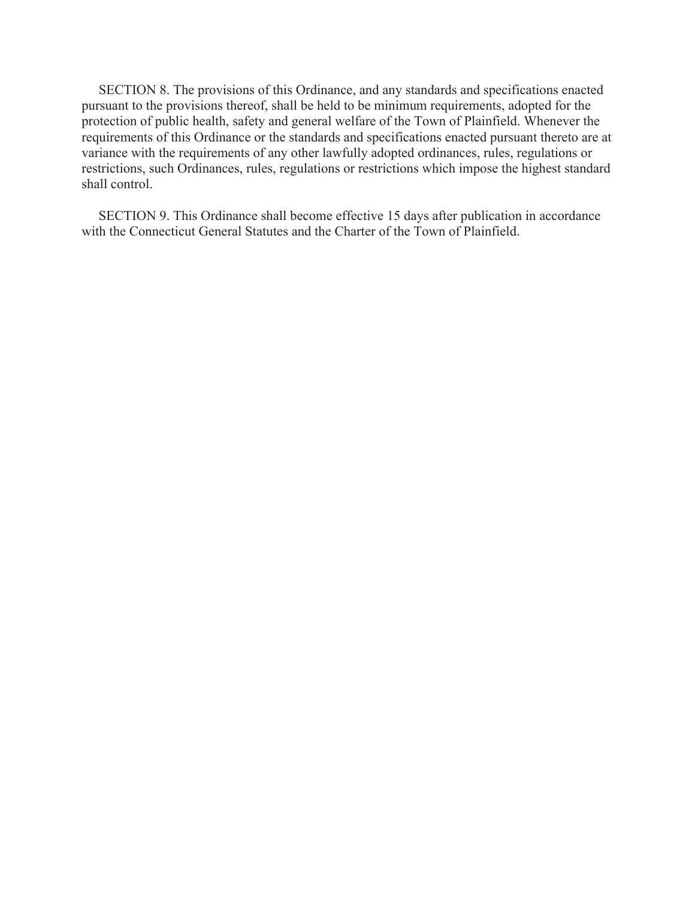SECTION 8. The provisions of this Ordinance, and any standards and specifications enacted pursuant to the provisions thereof, shall be held to be minimum requirements, adopted for the protection of public health, safety and general welfare of the Town of Plainfield. Whenever the requirements of this Ordinance or the standards and specifications enacted pursuant thereto are at variance with the requirements of any other lawfully adopted ordinances, rules, regulations or restrictions, such Ordinances, rules, regulations or restrictions which impose the highest standard shall control.

SECTION 9. This Ordinance shall become effective 15 days after publication in accordance with the Connecticut General Statutes and the Charter of the Town of Plainfield.